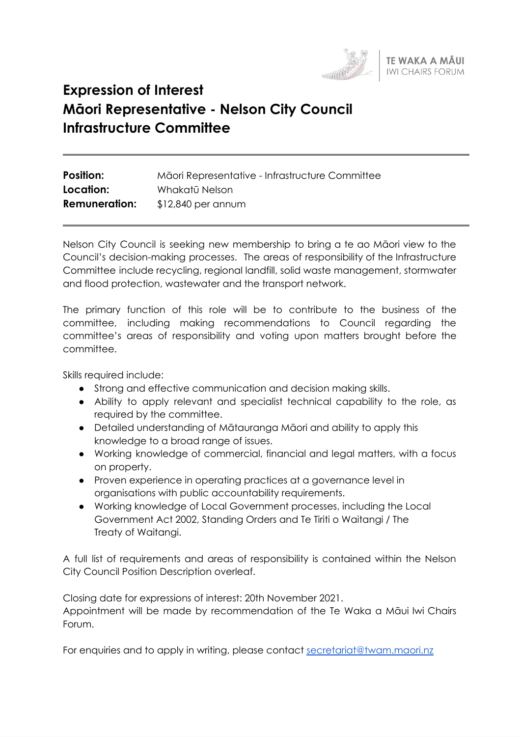TE WAKA A MĀUI
IWI CHAIRS FORUM

# Expression of Interest
# Māori Representative - Nelson City Council Infrastructure Committee

**Position:** Māori Representative - Infrastructure Committee
**Location:** Whakatū Nelson
**Remuneration:** $12,840 per annum

Nelson City Council is seeking new membership to bring a te ao Māori view to the Council's decision-making processes. The areas of responsibility of the Infrastructure Committee include recycling, regional landfill, solid waste management, stormwater and flood protection, wastewater and the transport network.

The primary function of this role will be to contribute to the business of the committee, including making recommendations to Council regarding the committee's areas of responsibility and voting upon matters brought before the committee.

Skills required include:

- Strong and effective communication and decision making skills.
- Ability to apply relevant and specialist technical capability to the role, as required by the committee.
- Detailed understanding of Mātauranga Māori and ability to apply this knowledge to a broad range of issues.
- Working knowledge of commercial, financial and legal matters, with a focus on property.
- Proven experience in operating practices at a governance level in organisations with public accountability requirements.
- Working knowledge of Local Government processes, including the Local Government Act 2002, Standing Orders and Te Tiriti o Waitangi / The Treaty of Waitangi.

A full list of requirements and areas of responsibility is contained within the Nelson City Council Position Description overleaf.

Closing date for expressions of interest: 20th November 2021.
Appointment will be made by recommendation of the Te Waka a Māui Iwi Chairs Forum.

For enquiries and to apply in writing, please contact secretariat@twam.maori.nz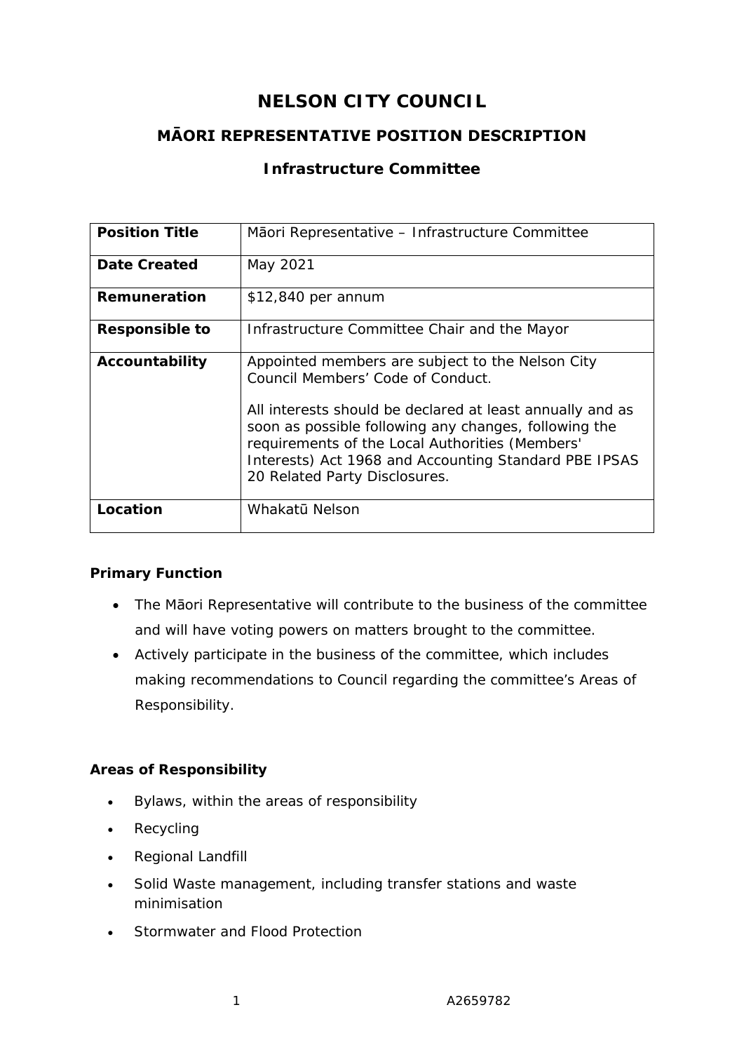# NELSON CITY COUNCIL

## MĀORI REPRESENTATIVE POSITION DESCRIPTION

### Infrastructure Committee

| **Position Title** | Māori Representative – Infrastructure Committee |
|---|---|
| **Date Created** | May 2021 |
| **Remuneration** | $12,840 per annum |
| **Responsible to** | Infrastructure Committee Chair and the Mayor |
| **Accountability** | Appointed members are subject to the Nelson City Council Members' Code of Conduct.<br><br>All interests should be declared at least annually and as soon as possible following any changes, following the requirements of the Local Authorities (Members' Interests) Act 1968 and Accounting Standard PBE IPSAS 20 Related Party Disclosures. |
| **Location** | Whakatū Nelson |

**Primary Function**

- The Māori Representative will contribute to the business of the committee and will have voting powers on matters brought to the committee.
- Actively participate in the business of the committee, which includes making recommendations to Council regarding the committee's Areas of Responsibility.

**Areas of Responsibility**

- Bylaws, within the areas of responsibility
- Recycling
- Regional Landfill
- Solid Waste management, including transfer stations and waste minimisation
- Stormwater and Flood Protection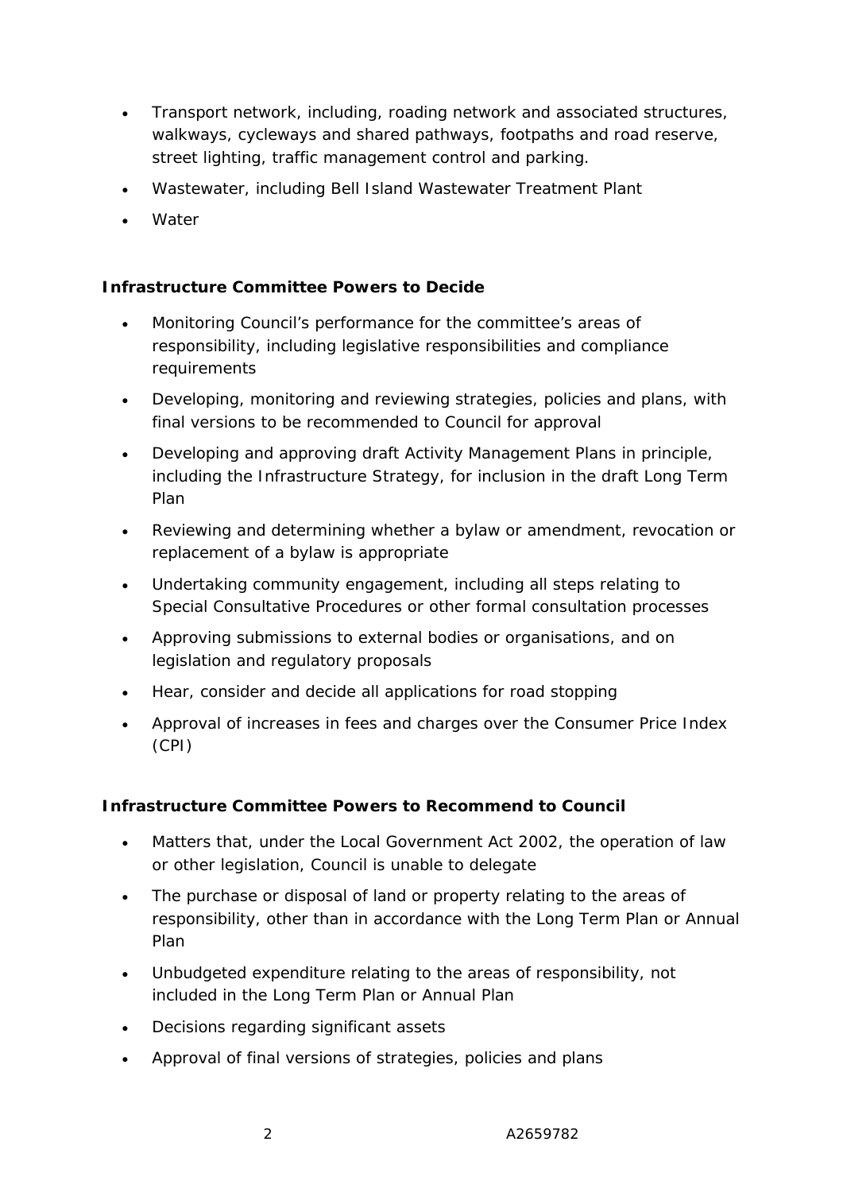- Transport network, including, roading network and associated structures, walkways, cycleways and shared pathways, footpaths and road reserve, street lighting, traffic management control and parking.
- Wastewater, including Bell Island Wastewater Treatment Plant
- Water

**Infrastructure Committee Powers to Decide**

- Monitoring Council's performance for the committee's areas of responsibility, including legislative responsibilities and compliance requirements
- Developing, monitoring and reviewing strategies, policies and plans, with final versions to be recommended to Council for approval
- Developing and approving draft Activity Management Plans in principle, including the Infrastructure Strategy, for inclusion in the draft Long Term Plan
- Reviewing and determining whether a bylaw or amendment, revocation or replacement of a bylaw is appropriate
- Undertaking community engagement, including all steps relating to Special Consultative Procedures or other formal consultation processes
- Approving submissions to external bodies or organisations, and on legislation and regulatory proposals
- Hear, consider and decide all applications for road stopping
- Approval of increases in fees and charges over the Consumer Price Index (CPI)

**Infrastructure Committee Powers to Recommend to Council**

- Matters that, under the Local Government Act 2002, the operation of law or other legislation, Council is unable to delegate
- The purchase or disposal of land or property relating to the areas of responsibility, other than in accordance with the Long Term Plan or Annual Plan
- Unbudgeted expenditure relating to the areas of responsibility, not included in the Long Term Plan or Annual Plan
- Decisions regarding significant assets
- Approval of final versions of strategies, policies and plans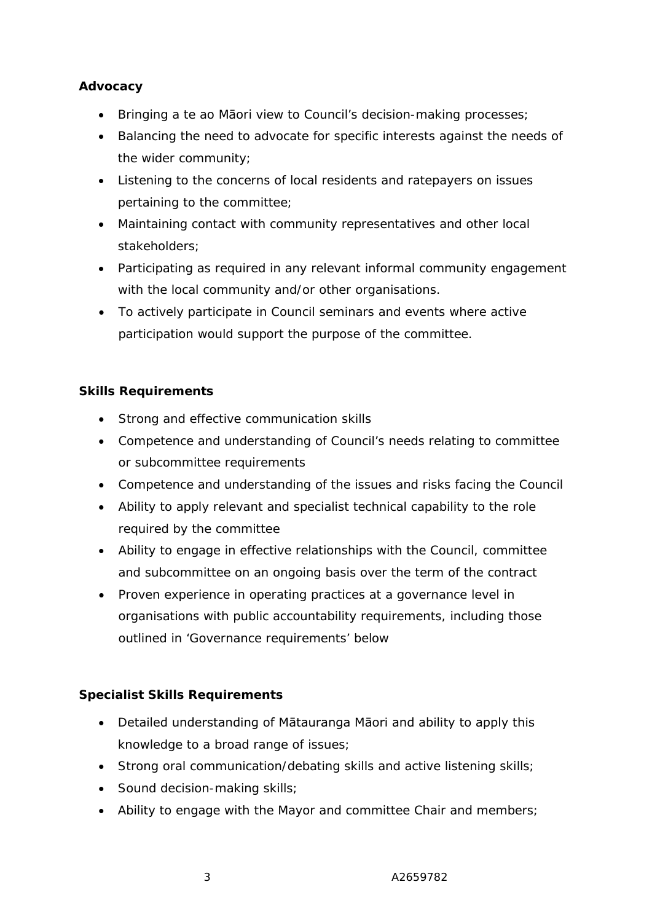**Advocacy**

- Bringing a te ao Māori view to Council's decision-making processes;
- Balancing the need to advocate for specific interests against the needs of the wider community;
- Listening to the concerns of local residents and ratepayers on issues pertaining to the committee;
- Maintaining contact with community representatives and other local stakeholders;
- Participating as required in any relevant informal community engagement with the local community and/or other organisations.
- To actively participate in Council seminars and events where active participation would support the purpose of the committee.

**Skills Requirements**

- Strong and effective communication skills
- Competence and understanding of Council's needs relating to committee or subcommittee requirements
- Competence and understanding of the issues and risks facing the Council
- Ability to apply relevant and specialist technical capability to the role required by the committee
- Ability to engage in effective relationships with the Council, committee and subcommittee on an ongoing basis over the term of the contract
- Proven experience in operating practices at a governance level in organisations with public accountability requirements, including those outlined in 'Governance requirements' below

**Specialist Skills Requirements**

- Detailed understanding of Mātauranga Māori and ability to apply this knowledge to a broad range of issues;
- Strong oral communication/debating skills and active listening skills;
- Sound decision-making skills;
- Ability to engage with the Mayor and committee Chair and members;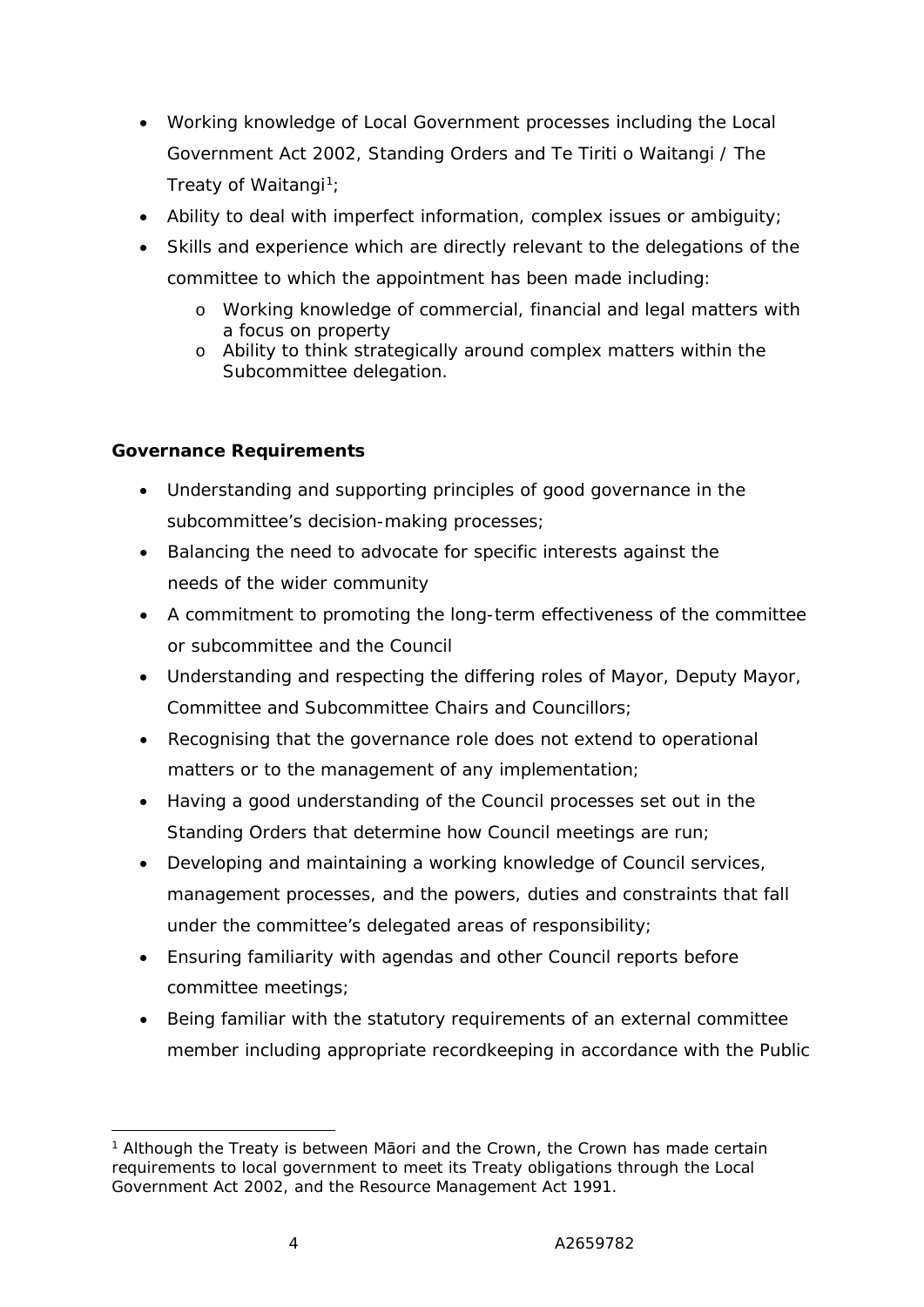- Working knowledge of Local Government processes including the Local Government Act 2002, Standing Orders and Te Tiriti o Waitangi / The Treaty of Waitangi[1];
- Ability to deal with imperfect information, complex issues or ambiguity;
- Skills and experience which are directly relevant to the delegations of the committee to which the appointment has been made including:
  - Working knowledge of commercial, financial and legal matters with a focus on property
  - Ability to think strategically around complex matters within the Subcommittee delegation.

**Governance Requirements**

- Understanding and supporting principles of good governance in the subcommittee's decision-making processes;
- Balancing the need to advocate for specific interests against the needs of the wider community
- A commitment to promoting the long-term effectiveness of the committee or subcommittee and the Council
- Understanding and respecting the differing roles of Mayor, Deputy Mayor, Committee and Subcommittee Chairs and Councillors;
- Recognising that the governance role does not extend to operational matters or to the management of any implementation;
- Having a good understanding of the Council processes set out in the Standing Orders that determine how Council meetings are run;
- Developing and maintaining a working knowledge of Council services, management processes, and the powers, duties and constraints that fall under the committee's delegated areas of responsibility;
- Ensuring familiarity with agendas and other Council reports before committee meetings;
- Being familiar with the statutory requirements of an external committee member including appropriate recordkeeping in accordance with the Public

[1] Although the Treaty is between Māori and the Crown, the Crown has made certain requirements to local government to meet its Treaty obligations through the Local Government Act 2002, and the Resource Management Act 1991.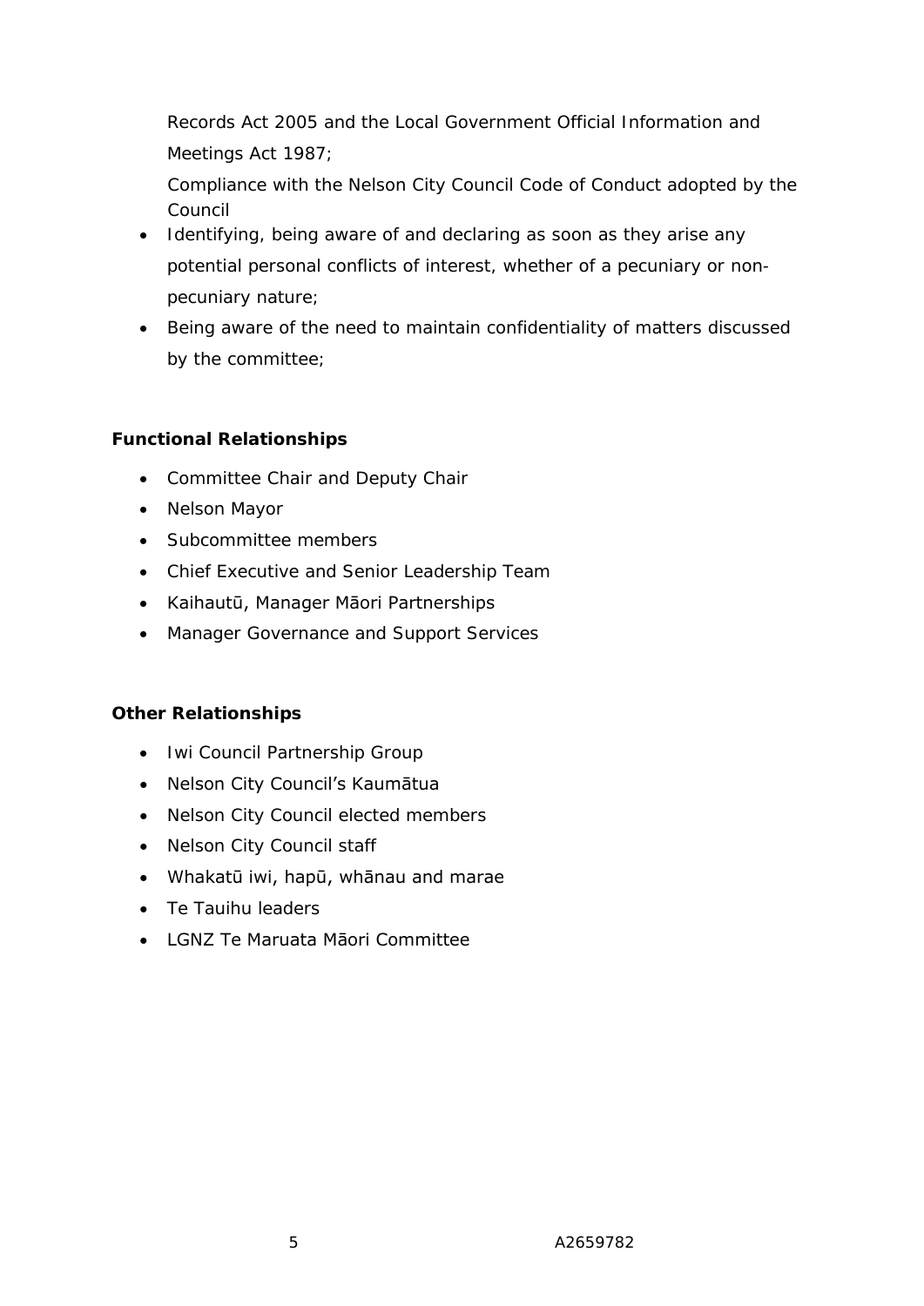Records Act 2005 and the Local Government Official Information and Meetings Act 1987;

Compliance with the Nelson City Council Code of Conduct adopted by the Council

- Identifying, being aware of and declaring as soon as they arise any potential personal conflicts of interest, whether of a pecuniary or non-pecuniary nature;
- Being aware of the need to maintain confidentiality of matters discussed by the committee;

**Functional Relationships**

- Committee Chair and Deputy Chair
- Nelson Mayor
- Subcommittee members
- Chief Executive and Senior Leadership Team
- Kaihautū, Manager Māori Partnerships
- Manager Governance and Support Services

**Other Relationships**

- Iwi Council Partnership Group
- Nelson City Council's Kaumātua
- Nelson City Council elected members
- Nelson City Council staff
- Whakatū iwi, hapū, whānau and marae
- Te Tauihu leaders
- LGNZ Te Maruata Māori Committee